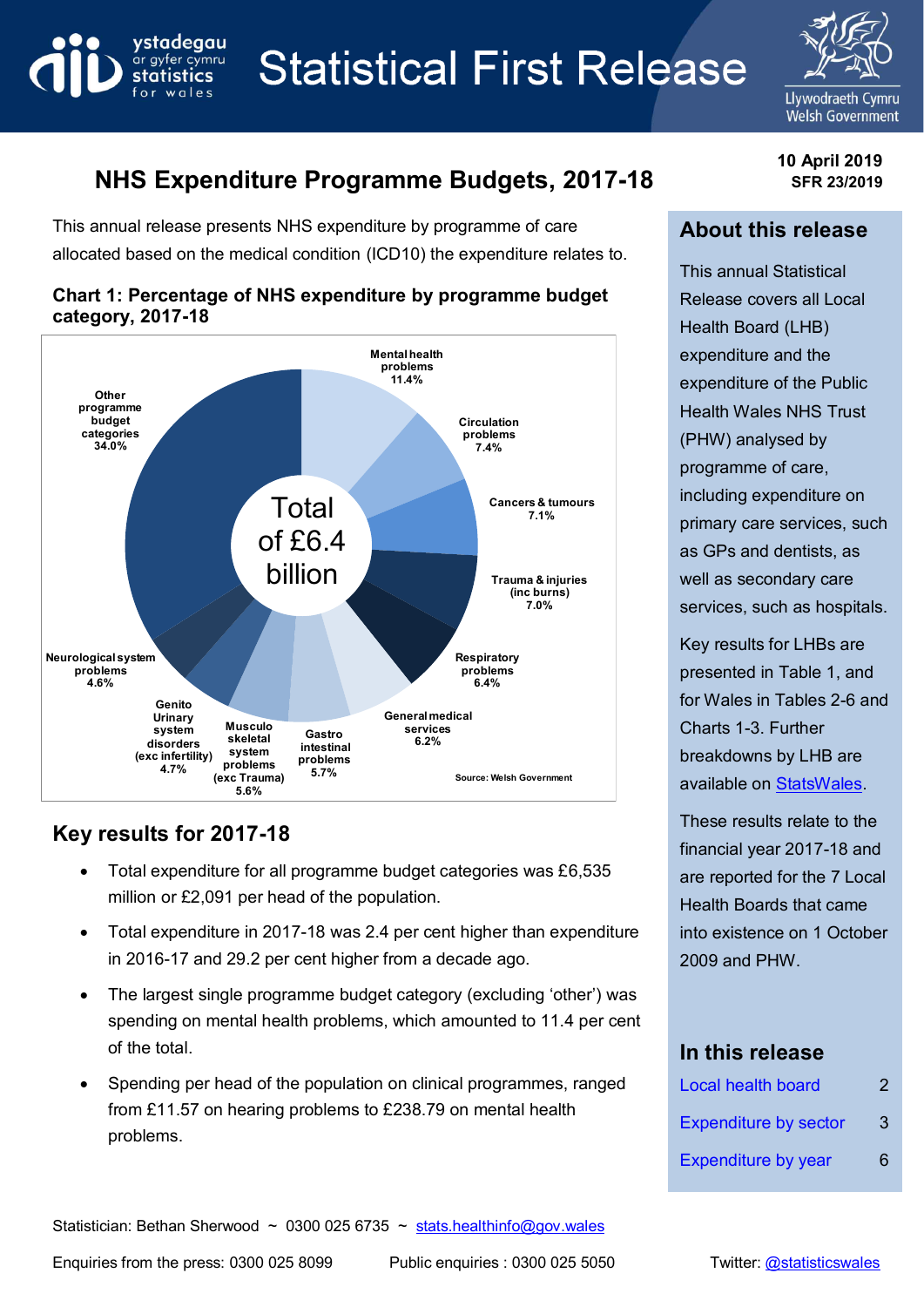# Statistical First Release

# NHS Expenditure Programme Budgets, 2017-18

10 April 2019
SFR 23/2019

This annual release presents NHS expenditure by programme of care allocated based on the medical condition (ICD10) the expenditure relates to.

**Chart 1: Percentage of NHS expenditure by programme budget category, 2017-18**

Total of £6.4 billion

- Mental health problems 11.4%
- Circulation problems 7.4%
- Cancers & tumours 7.1%
- Trauma & injuries (inc burns) 7.0%
- Respiratory problems 6.4%
- General medical services 6.2%
- Gastro intestinal problems 5.7%
- Musculo skeletal system problems (exc Trauma) 5.6%
- Genito Urinary system disorders (exc infertility) 4.7%
- Neurological system problems 4.6%
- Other programme budget categories 34.0%

Source: Welsh Government

## Key results for 2017-18

- Total expenditure for all programme budget categories was £6,535 million or £2,091 per head of the population.
- Total expenditure in 2017-18 was 2.4 per cent higher than expenditure in 2016-17 and 29.2 per cent higher from a decade ago.
- The largest single programme budget category (excluding 'other') was spending on mental health problems, which amounted to 11.4 per cent of the total.
- Spending per head of the population on clinical programmes, ranged from £11.57 on hearing problems to £238.79 on mental health problems.

## About this release

This annual Statistical Release covers all Local Health Board (LHB) expenditure and the expenditure of the Public Health Wales NHS Trust (PHW) analysed by programme of care, including expenditure on primary care services, such as GPs and dentists, as well as secondary care services, such as hospitals.

Key results for LHBs are presented in Table 1, and for Wales in Tables 2-6 and Charts 1-3. Further breakdowns by LHB are available on StatsWales.

These results relate to the financial year 2017-18 and are reported for the 7 Local Health Boards that came into existence on 1 October 2009 and PHW.

## In this release

| | |
|---|---|
| Local health board | 2 |
| Expenditure by sector | 3 |
| Expenditure by year | 6 |

Statistician: Bethan Sherwood ~ 0300 025 6735 ~ stats.healthinfo@gov.wales

Enquiries from the press: 0300 025 8099 Public enquiries : 0300 025 5050 Twitter: @statisticswales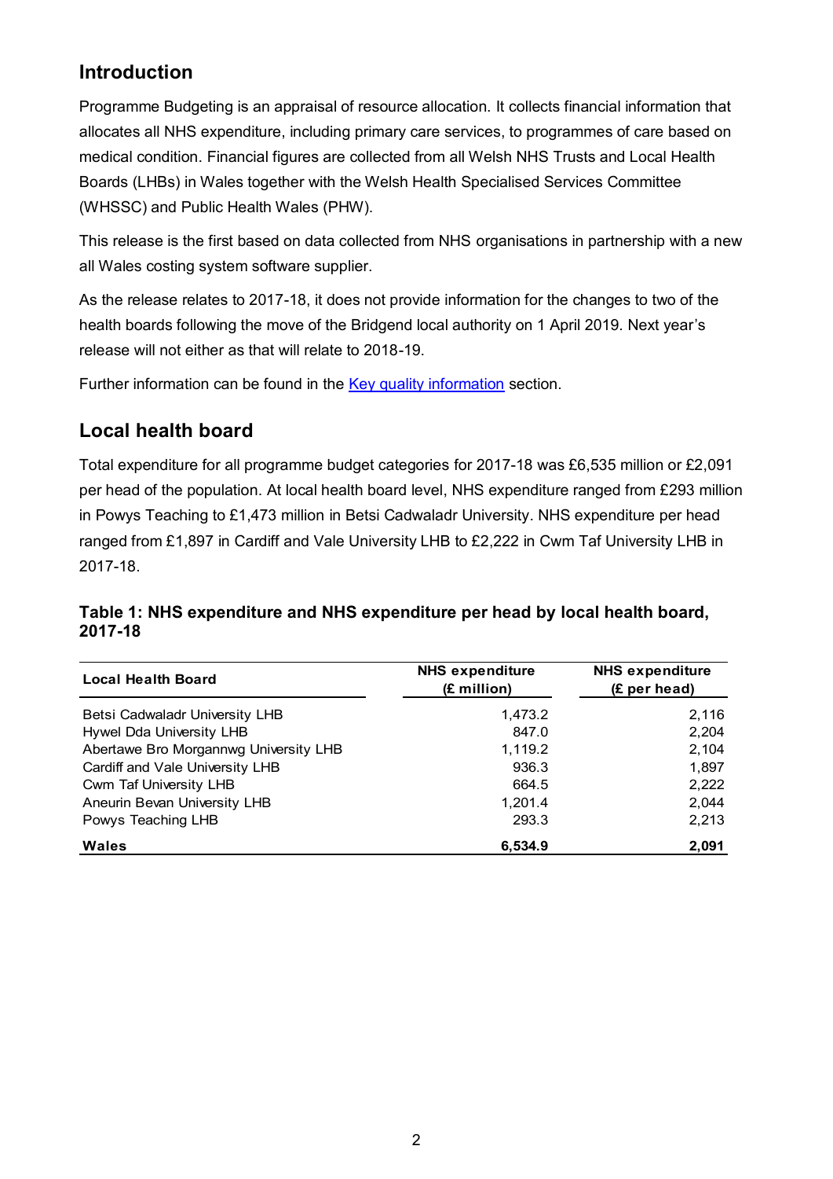## Introduction

Programme Budgeting is an appraisal of resource allocation. It collects financial information that allocates all NHS expenditure, including primary care services, to programmes of care based on medical condition. Financial figures are collected from all Welsh NHS Trusts and Local Health Boards (LHBs) in Wales together with the Welsh Health Specialised Services Committee (WHSSC) and Public Health Wales (PHW).

This release is the first based on data collected from NHS organisations in partnership with a new all Wales costing system software supplier.

As the release relates to 2017-18, it does not provide information for the changes to two of the health boards following the move of the Bridgend local authority on 1 April 2019. Next year's release will not either as that will relate to 2018-19.

Further information can be found in the Key quality information section.

## Local health board

Total expenditure for all programme budget categories for 2017-18 was £6,535 million or £2,091 per head of the population. At local health board level, NHS expenditure ranged from £293 million in Powys Teaching to £1,473 million in Betsi Cadwaladr University. NHS expenditure per head ranged from £1,897 in Cardiff and Vale University LHB to £2,222 in Cwm Taf University LHB in 2017-18.

**Table 1: NHS expenditure and NHS expenditure per head by local health board, 2017-18**

| Local Health Board | NHS expenditure (£ million) | NHS expenditure (£ per head) |
|---|---:|---:|
| Betsi Cadwaladr University LHB | 1,473.2 | 2,116 |
| Hywel Dda University LHB | 847.0 | 2,204 |
| Abertawe Bro Morgannwg University LHB | 1,119.2 | 2,104 |
| Cardiff and Vale University LHB | 936.3 | 1,897 |
| Cwm Taf University LHB | 664.5 | 2,222 |
| Aneurin Bevan University LHB | 1,201.4 | 2,044 |
| Powys Teaching LHB | 293.3 | 2,213 |
| **Wales** | **6,534.9** | **2,091** |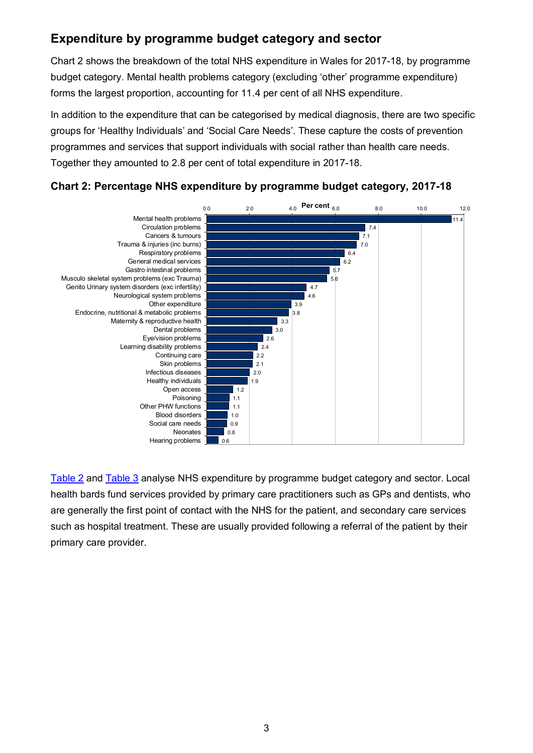## Expenditure by programme budget category and sector

Chart 2 shows the breakdown of the total NHS expenditure in Wales for 2017-18, by programme budget category. Mental health problems category (excluding 'other' programme expenditure) forms the largest proportion, accounting for 11.4 per cent of all NHS expenditure.

In addition to the expenditure that can be categorised by medical diagnosis, there are two specific groups for 'Healthy Individuals' and 'Social Care Needs'. These capture the costs of prevention programmes and services that support individuals with social rather than health care needs. Together they amounted to 2.8 per cent of total expenditure in 2017-18.

**Chart 2: Percentage NHS expenditure by programme budget category, 2017-18**

| Programme budget category | Per cent |
|---|---|
| Mental health problems | 11.4 |
| Circulation problems | 7.4 |
| Cancers & tumours | 7.1 |
| Trauma & injuries (inc burns) | 7.0 |
| Respiratory problems | 6.4 |
| General medical services | 6.2 |
| Gastro intestinal problems | 5.7 |
| Musculo skeletal system problems (exc Trauma) | 5.6 |
| Genito Urinary system disorders (exc infertility) | 4.7 |
| Neurological system problems | 4.6 |
| Other expenditure | 3.9 |
| Endocrine, nutritional & metabolic problems | 3.8 |
| Maternity & reproductive health | 3.3 |
| Dental problems | 3.0 |
| Eye/vision problems | 2.6 |
| Learning disability problems | 2.4 |
| Continuing care | 2.2 |
| Skin problems | 2.1 |
| Infectious diseases | 2.0 |
| Healthy individuals | 1.9 |
| Open access | 1.2 |
| Poisoning | 1.1 |
| Other PHW functions | 1.1 |
| Blood disorders | 1.0 |
| Social care needs | 0.9 |
| Neonates | 0.8 |
| Hearing problems | 0.6 |

Table 2 and Table 3 analyse NHS expenditure by programme budget category and sector. Local health bards fund services provided by primary care practitioners such as GPs and dentists, who are generally the first point of contact with the NHS for the patient, and secondary care services such as hospital treatment. These are usually provided following a referral of the patient by their primary care provider.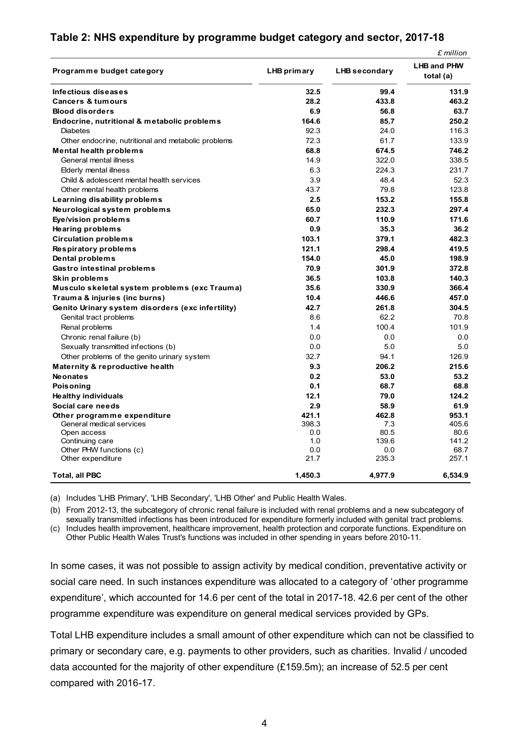## Table 2: NHS expenditure by programme budget category and sector, 2017-18

*£ million*

| Programme budget category | LHB primary | LHB secondary | LHB and PHW total (a) |
|---|---|---|---|
| **Infectious diseases** | **32.5** | **99.4** | **131.9** |
| **Cancers & tumours** | **28.2** | **433.8** | **463.2** |
| **Blood disorders** | **6.9** | **56.8** | **63.7** |
| **Endocrine, nutritional & metabolic problems** | **164.6** | **85.7** | **250.2** |
| Diabetes | 92.3 | 24.0 | 116.3 |
| Other endocrine, nutritional and metabolic problems | 72.3 | 61.7 | 133.9 |
| **Mental health problems** | **68.8** | **674.5** | **746.2** |
| General mental illness | 14.9 | 322.0 | 338.5 |
| Elderly mental illness | 6.3 | 224.3 | 231.7 |
| Child & adolescent mental health services | 3.9 | 48.4 | 52.3 |
| Other mental health problems | 43.7 | 79.8 | 123.8 |
| **Learning disability problems** | **2.5** | **153.2** | **155.8** |
| **Neurological system problems** | **65.0** | **232.3** | **297.4** |
| **Eye/vision problems** | **60.7** | **110.9** | **171.6** |
| **Hearing problems** | **0.9** | **35.3** | **36.2** |
| **Circulation problems** | **103.1** | **379.1** | **482.3** |
| **Respiratory problems** | **121.1** | **298.4** | **419.5** |
| **Dental problems** | **154.0** | **45.0** | **198.9** |
| **Gastro intestinal problems** | **70.9** | **301.9** | **372.8** |
| **Skin problems** | **36.5** | **103.8** | **140.3** |
| **Musculo skeletal system problems (exc Trauma)** | **35.6** | **330.9** | **366.4** |
| **Trauma & injuries (inc burns)** | **10.4** | **446.6** | **457.0** |
| **Genito Urinary system disorders (exc infertility)** | **42.7** | **261.8** | **304.5** |
| Genital tract problems | 8.6 | 62.2 | 70.8 |
| Renal problems | 1.4 | 100.4 | 101.9 |
| Chronic renal failure (b) | 0.0 | 0.0 | 0.0 |
| Sexually transmitted infections (b) | 0.0 | 5.0 | 5.0 |
| Other problems of the genito urinary system | 32.7 | 94.1 | 126.9 |
| **Maternity & reproductive health** | **9.3** | **206.2** | **215.6** |
| **Neonates** | **0.2** | **53.0** | **53.2** |
| **Poisoning** | **0.1** | **68.7** | **68.8** |
| **Healthy individuals** | **12.1** | **79.0** | **124.2** |
| **Social care needs** | **2.9** | **58.9** | **61.9** |
| **Other programme expenditure** | **421.1** | **462.8** | **953.1** |
| General medical services | 398.3 | 7.3 | 405.6 |
| Open access | 0.0 | 80.5 | 80.6 |
| Continuing care | 1.0 | 139.6 | 141.2 |
| Other PHW functions (c) | 0.0 | 0.0 | 68.7 |
| Other expenditure | 21.7 | 235.3 | 257.1 |
| **Total, all PBC** | **1,450.3** | **4,977.9** | **6,534.9** |

(a) Includes 'LHB Primary', 'LHB Secondary', 'LHB Other' and Public Health Wales.

(b) From 2012-13, the subcategory of chronic renal failure is included with renal problems and a new subcategory of sexually transmitted infections has been introduced for expenditure formerly included with genital tract problems.

(c) Includes health improvement, healthcare improvement, health protection and corporate functions. Expenditure on Other Public Health Wales Trust's functions was included in other spending in years before 2010-11.

In some cases, it was not possible to assign activity by medical condition, preventative activity or social care need. In such instances expenditure was allocated to a category of 'other programme expenditure', which accounted for 14.6 per cent of the total in 2017-18. 42.6 per cent of the other programme expenditure was expenditure on general medical services provided by GPs.

Total LHB expenditure includes a small amount of other expenditure which can not be classified to primary or secondary care, e.g. payments to other providers, such as charities. Invalid / uncoded data accounted for the majority of other expenditure (£159.5m); an increase of 52.5 per cent compared with 2016-17.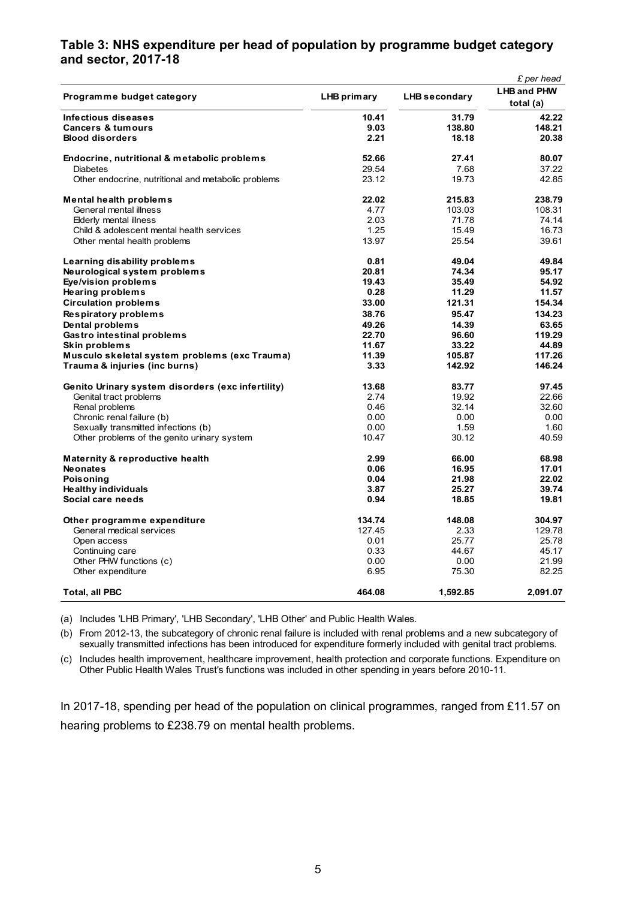### Table 3: NHS expenditure per head of population by programme budget category and sector, 2017-18

| Programme budget category | LHB primary | LHB secondary | *£ per head* LHB and PHW total (a) |
|---|---|---|---|
| **Infectious diseases** | **10.41** | **31.79** | **42.22** |
| **Cancers & tumours** | **9.03** | **138.80** | **148.21** |
| **Blood disorders** | **2.21** | **18.18** | **20.38** |
| **Endocrine, nutritional & metabolic problems** | **52.66** | **27.41** | **80.07** |
| Diabetes | 29.54 | 7.68 | 37.22 |
| Other endocrine, nutritional and metabolic problems | 23.12 | 19.73 | 42.85 |
| **Mental health problems** | **22.02** | **215.83** | **238.79** |
| General mental illness | 4.77 | 103.03 | 108.31 |
| Elderly mental illness | 2.03 | 71.78 | 74.14 |
| Child & adolescent mental health services | 1.25 | 15.49 | 16.73 |
| Other mental health problems | 13.97 | 25.54 | 39.61 |
| **Learning disability problems** | **0.81** | **49.04** | **49.84** |
| **Neurological system problems** | **20.81** | **74.34** | **95.17** |
| **Eye/vision problems** | **19.43** | **35.49** | **54.92** |
| **Hearing problems** | **0.28** | **11.29** | **11.57** |
| **Circulation problems** | **33.00** | **121.31** | **154.34** |
| **Respiratory problems** | **38.76** | **95.47** | **134.23** |
| **Dental problems** | **49.26** | **14.39** | **63.65** |
| **Gastro intestinal problems** | **22.70** | **96.60** | **119.29** |
| **Skin problems** | **11.67** | **33.22** | **44.89** |
| **Musculo skeletal system problems (exc Trauma)** | **11.39** | **105.87** | **117.26** |
| **Trauma & injuries (inc burns)** | **3.33** | **142.92** | **146.24** |
| **Genito Urinary system disorders (exc infertility)** | **13.68** | **83.77** | **97.45** |
| Genital tract problems | 2.74 | 19.92 | 22.66 |
| Renal problems | 0.46 | 32.14 | 32.60 |
| Chronic renal failure (b) | 0.00 | 0.00 | 0.00 |
| Sexually transmitted infections (b) | 0.00 | 1.59 | 1.60 |
| Other problems of the genito urinary system | 10.47 | 30.12 | 40.59 |
| **Maternity & reproductive health** | **2.99** | **66.00** | **68.98** |
| **Neonates** | **0.06** | **16.95** | **17.01** |
| **Poisoning** | **0.04** | **21.98** | **22.02** |
| **Healthy individuals** | **3.87** | **25.27** | **39.74** |
| **Social care needs** | **0.94** | **18.85** | **19.81** |
| **Other programme expenditure** | **134.74** | **148.08** | **304.97** |
| General medical services | 127.45 | 2.33 | 129.78 |
| Open access | 0.01 | 25.77 | 25.78 |
| Continuing care | 0.33 | 44.67 | 45.17 |
| Other PHW functions (c) | 0.00 | 0.00 | 21.99 |
| Other expenditure | 6.95 | 75.30 | 82.25 |
| **Total, all PBC** | **464.08** | **1,592.85** | **2,091.07** |

(a) Includes 'LHB Primary', 'LHB Secondary', 'LHB Other' and Public Health Wales.

(b) From 2012-13, the subcategory of chronic renal failure is included with renal problems and a new subcategory of sexually transmitted infections has been introduced for expenditure formerly included with genital tract problems.

(c) Includes health improvement, healthcare improvement, health protection and corporate functions. Expenditure on Other Public Health Wales Trust's functions was included in other spending in years before 2010-11.

In 2017-18, spending per head of the population on clinical programmes, ranged from £11.57 on hearing problems to £238.79 on mental health problems.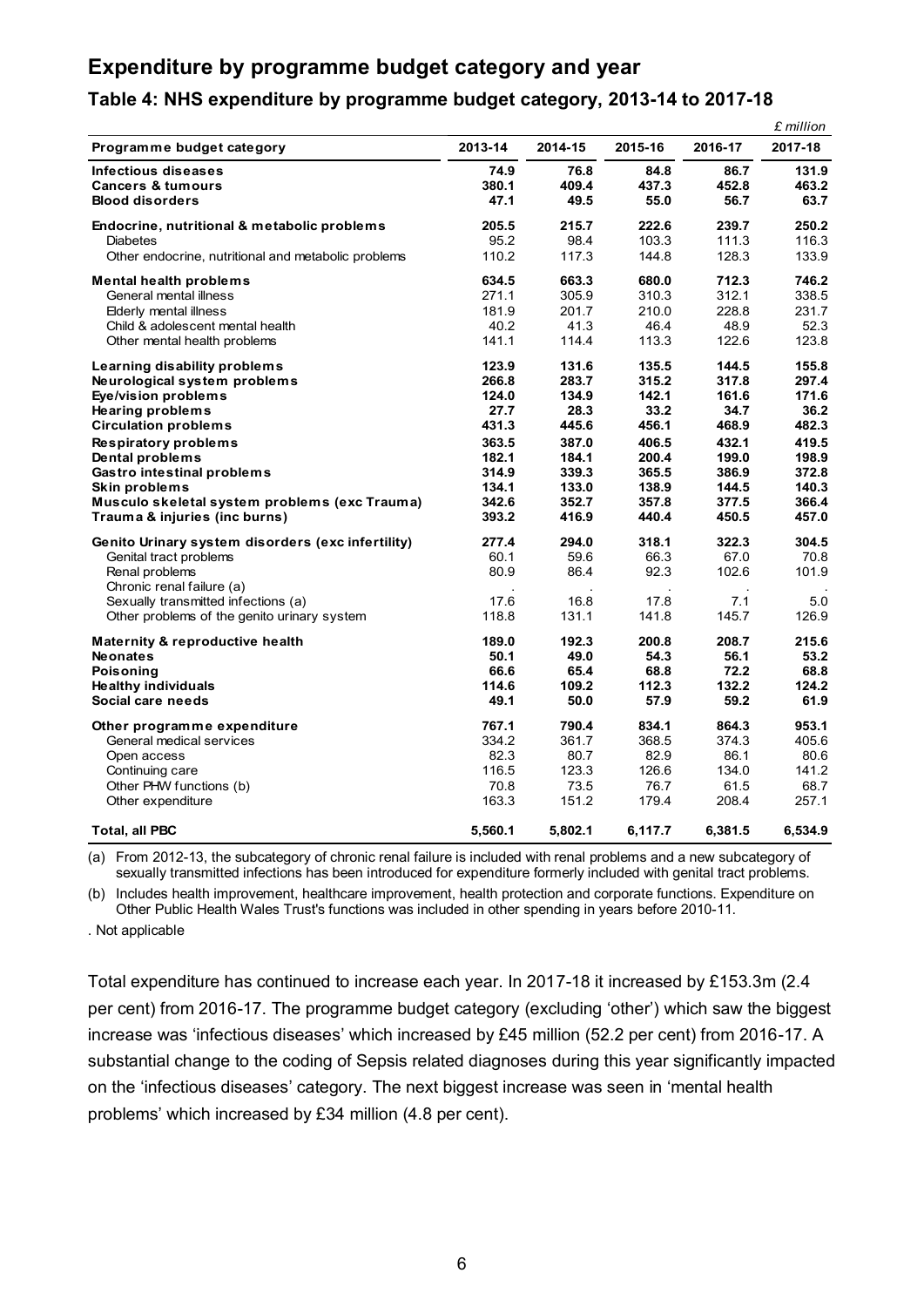## Expenditure by programme budget category and year

### Table 4: NHS expenditure by programme budget category, 2013-14 to 2017-18

*£ million*

| Programme budget category | 2013-14 | 2014-15 | 2015-16 | 2016-17 | 2017-18 |
|---|---|---|---|---|---|
| **Infectious diseases** | **74.9** | **76.8** | **84.8** | **86.7** | **131.9** |
| **Cancers & tumours** | **380.1** | **409.4** | **437.3** | **452.8** | **463.2** |
| **Blood disorders** | **47.1** | **49.5** | **55.0** | **56.7** | **63.7** |
| **Endocrine, nutritional & metabolic problems** | **205.5** | **215.7** | **222.6** | **239.7** | **250.2** |
| Diabetes | 95.2 | 98.4 | 103.3 | 111.3 | 116.3 |
| Other endocrine, nutritional and metabolic problems | 110.2 | 117.3 | 144.8 | 128.3 | 133.9 |
| **Mental health problems** | **634.5** | **663.3** | **680.0** | **712.3** | **746.2** |
| General mental illness | 271.1 | 305.9 | 310.3 | 312.1 | 338.5 |
| Elderly mental illness | 181.9 | 201.7 | 210.0 | 228.8 | 231.7 |
| Child & adolescent mental health | 40.2 | 41.3 | 46.4 | 48.9 | 52.3 |
| Other mental health problems | 141.1 | 114.4 | 113.3 | 122.6 | 123.8 |
| **Learning disability problems** | **123.9** | **131.6** | **135.5** | **144.5** | **155.8** |
| **Neurological system problems** | **266.8** | **283.7** | **315.2** | **317.8** | **297.4** |
| **Eye/vision problems** | **124.0** | **134.9** | **142.1** | **161.6** | **171.6** |
| **Hearing problems** | **27.7** | **28.3** | **33.2** | **34.7** | **36.2** |
| **Circulation problems** | **431.3** | **445.6** | **456.1** | **468.9** | **482.3** |
| **Respiratory problems** | **363.5** | **387.0** | **406.5** | **432.1** | **419.5** |
| **Dental problems** | **182.1** | **184.1** | **200.4** | **199.0** | **198.9** |
| **Gastro intestinal problems** | **314.9** | **339.3** | **365.5** | **386.9** | **372.8** |
| **Skin problems** | **134.1** | **133.0** | **138.9** | **144.5** | **140.3** |
| **Musculo skeletal system problems (exc Trauma)** | **342.6** | **352.7** | **357.8** | **377.5** | **366.4** |
| **Trauma & injuries (inc burns)** | **393.2** | **416.9** | **440.4** | **450.5** | **457.0** |
| **Genito Urinary system disorders (exc infertility)** | **277.4** | **294.0** | **318.1** | **322.3** | **304.5** |
| Genital tract problems | 60.1 | 59.6 | 66.3 | 67.0 | 70.8 |
| Renal problems | 80.9 | 86.4 | 92.3 | 102.6 | 101.9 |
| Chronic renal failure (a) | . | . | . | . | . |
| Sexually transmitted infections (a) | 17.6 | 16.8 | 17.8 | 7.1 | 5.0 |
| Other problems of the genito urinary system | 118.8 | 131.1 | 141.8 | 145.7 | 126.9 |
| **Maternity & reproductive health** | **189.0** | **192.3** | **200.8** | **208.7** | **215.6** |
| **Neonates** | **50.1** | **49.0** | **54.3** | **56.1** | **53.2** |
| **Poisoning** | **66.6** | **65.4** | **68.8** | **72.2** | **68.8** |
| **Healthy individuals** | **114.6** | **109.2** | **112.3** | **132.2** | **124.2** |
| **Social care needs** | **49.1** | **50.0** | **57.9** | **59.2** | **61.9** |
| **Other programme expenditure** | **767.1** | **790.4** | **834.1** | **864.3** | **953.1** |
| General medical services | 334.2 | 361.7 | 368.5 | 374.3 | 405.6 |
| Open access | 82.3 | 80.7 | 82.9 | 86.1 | 80.6 |
| Continuing care | 116.5 | 123.3 | 126.6 | 134.0 | 141.2 |
| Other PHW functions (b) | 70.8 | 73.5 | 76.7 | 61.5 | 68.7 |
| Other expenditure | 163.3 | 151.2 | 179.4 | 208.4 | 257.1 |
| **Total, all PBC** | **5,560.1** | **5,802.1** | **6,117.7** | **6,381.5** | **6,534.9** |

(a) From 2012-13, the subcategory of chronic renal failure is included with renal problems and a new subcategory of sexually transmitted infections has been introduced for expenditure formerly included with genital tract problems.

(b) Includes health improvement, healthcare improvement, health protection and corporate functions. Expenditure on Other Public Health Wales Trust's functions was included in other spending in years before 2010-11.

. Not applicable

Total expenditure has continued to increase each year. In 2017-18 it increased by £153.3m (2.4 per cent) from 2016-17. The programme budget category (excluding 'other') which saw the biggest increase was 'infectious diseases' which increased by £45 million (52.2 per cent) from 2016-17. A substantial change to the coding of Sepsis related diagnoses during this year significantly impacted on the 'infectious diseases' category. The next biggest increase was seen in 'mental health problems' which increased by £34 million (4.8 per cent).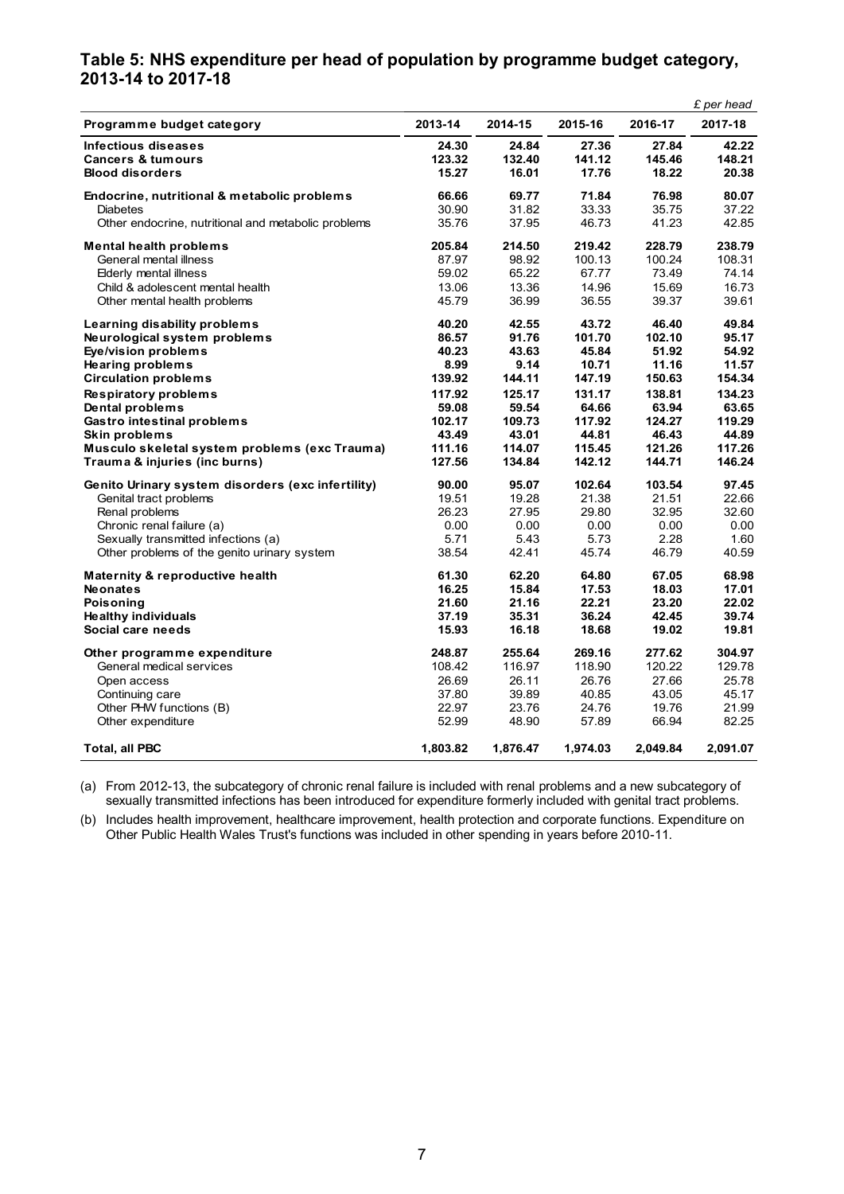## Table 5: NHS expenditure per head of population by programme budget category, 2013-14 to 2017-18

*£ per head*

| Programme budget category | 2013-14 | 2014-15 | 2015-16 | 2016-17 | 2017-18 |
|---|---|---|---|---|---|
| **Infectious diseases** | **24.30** | **24.84** | **27.36** | **27.84** | **42.22** |
| **Cancers & tumours** | **123.32** | **132.40** | **141.12** | **145.46** | **148.21** |
| **Blood disorders** | **15.27** | **16.01** | **17.76** | **18.22** | **20.38** |
| **Endocrine, nutritional & metabolic problems** | **66.66** | **69.77** | **71.84** | **76.98** | **80.07** |
| Diabetes | 30.90 | 31.82 | 33.33 | 35.75 | 37.22 |
| Other endocrine, nutritional and metabolic problems | 35.76 | 37.95 | 46.73 | 41.23 | 42.85 |
| **Mental health problems** | **205.84** | **214.50** | **219.42** | **228.79** | **238.79** |
| General mental illness | 87.97 | 98.92 | 100.13 | 100.24 | 108.31 |
| Elderly mental illness | 59.02 | 65.22 | 67.77 | 73.49 | 74.14 |
| Child & adolescent mental health | 13.06 | 13.36 | 14.96 | 15.69 | 16.73 |
| Other mental health problems | 45.79 | 36.99 | 36.55 | 39.37 | 39.61 |
| **Learning disability problems** | **40.20** | **42.55** | **43.72** | **46.40** | **49.84** |
| **Neurological system problems** | **86.57** | **91.76** | **101.70** | **102.10** | **95.17** |
| **Eye/vision problems** | **40.23** | **43.63** | **45.84** | **51.92** | **54.92** |
| **Hearing problems** | **8.99** | **9.14** | **10.71** | **11.16** | **11.57** |
| **Circulation problems** | **139.92** | **144.11** | **147.19** | **150.63** | **154.34** |
| **Respiratory problems** | **117.92** | **125.17** | **131.17** | **138.81** | **134.23** |
| **Dental problems** | **59.08** | **59.54** | **64.66** | **63.94** | **63.65** |
| **Gastro intestinal problems** | **102.17** | **109.73** | **117.92** | **124.27** | **119.29** |
| **Skin problems** | **43.49** | **43.01** | **44.81** | **46.43** | **44.89** |
| **Musculo skeletal system problems (exc Trauma)** | **111.16** | **114.07** | **115.45** | **121.26** | **117.26** |
| **Trauma & injuries (inc burns)** | **127.56** | **134.84** | **142.12** | **144.71** | **146.24** |
| **Genito Urinary system disorders (exc infertility)** | **90.00** | **95.07** | **102.64** | **103.54** | **97.45** |
| Genital tract problems | 19.51 | 19.28 | 21.38 | 21.51 | 22.66 |
| Renal problems | 26.23 | 27.95 | 29.80 | 32.95 | 32.60 |
| Chronic renal failure (a) | 0.00 | 0.00 | 0.00 | 0.00 | 0.00 |
| Sexually transmitted infections (a) | 5.71 | 5.43 | 5.73 | 2.28 | 1.60 |
| Other problems of the genito urinary system | 38.54 | 42.41 | 45.74 | 46.79 | 40.59 |
| **Maternity & reproductive health** | **61.30** | **62.20** | **64.80** | **67.05** | **68.98** |
| **Neonates** | **16.25** | **15.84** | **17.53** | **18.03** | **17.01** |
| **Poisoning** | **21.60** | **21.16** | **22.21** | **23.20** | **22.02** |
| **Healthy individuals** | **37.19** | **35.31** | **36.24** | **42.45** | **39.74** |
| **Social care needs** | **15.93** | **16.18** | **18.68** | **19.02** | **19.81** |
| **Other programme expenditure** | **248.87** | **255.64** | **269.16** | **277.62** | **304.97** |
| General medical services | 108.42 | 116.97 | 118.90 | 120.22 | 129.78 |
| Open access | 26.69 | 26.11 | 26.76 | 27.66 | 25.78 |
| Continuing care | 37.80 | 39.89 | 40.85 | 43.05 | 45.17 |
| Other PHW functions (B) | 22.97 | 23.76 | 24.76 | 19.76 | 21.99 |
| Other expenditure | 52.99 | 48.90 | 57.89 | 66.94 | 82.25 |
| **Total, all PBC** | **1,803.82** | **1,876.47** | **1,974.03** | **2,049.84** | **2,091.07** |

(a) From 2012-13, the subcategory of chronic renal failure is included with renal problems and a new subcategory of sexually transmitted infections has been introduced for expenditure formerly included with genital tract problems.

(b) Includes health improvement, healthcare improvement, health protection and corporate functions. Expenditure on Other Public Health Wales Trust's functions was included in other spending in years before 2010-11.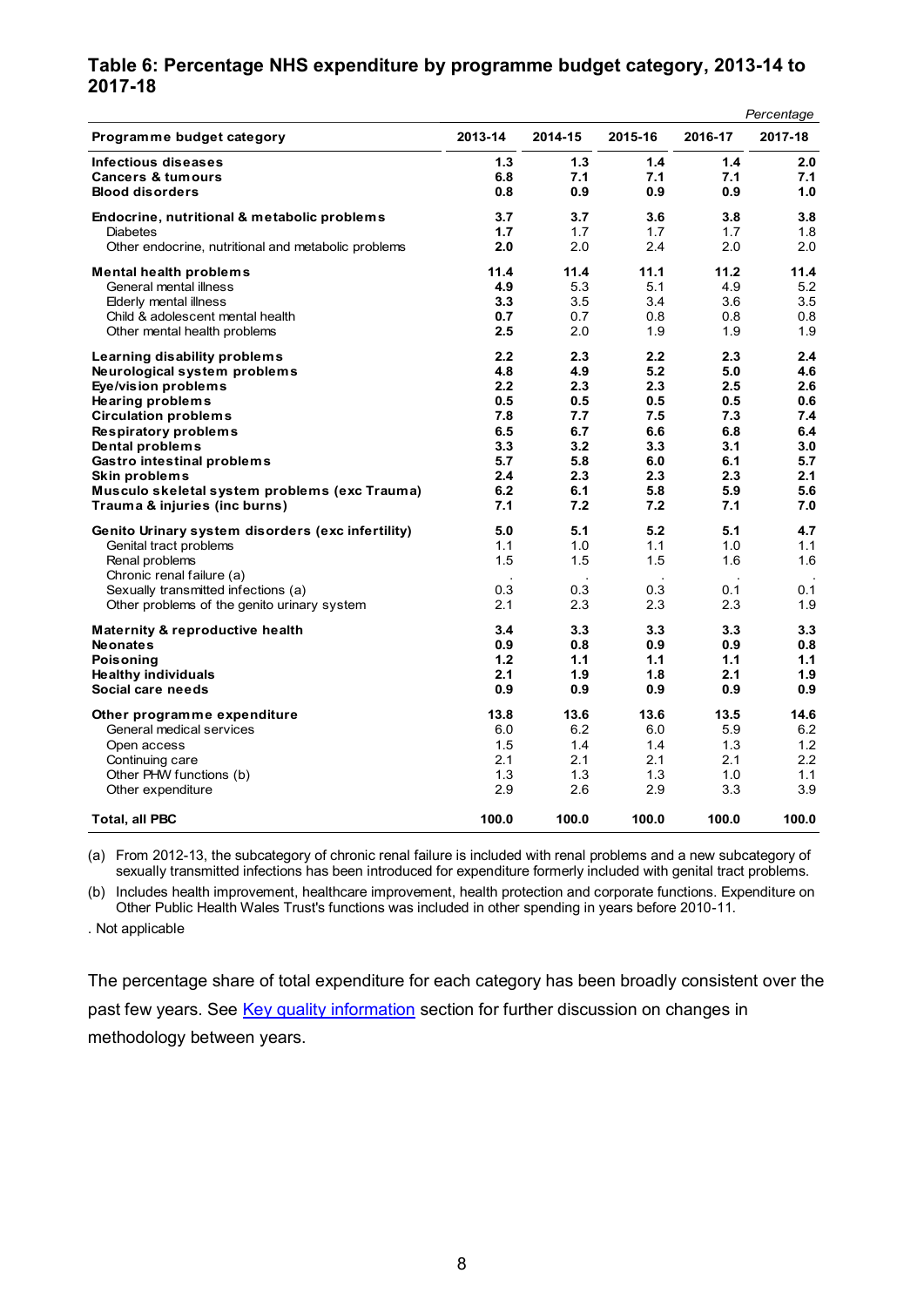## Table 6: Percentage NHS expenditure by programme budget category, 2013-14 to 2017-18

*Percentage*

| Programme budget category | 2013-14 | 2014-15 | 2015-16 | 2016-17 | 2017-18 |
|---|---|---|---|---|---|
| **Infectious diseases** | **1.3** | **1.3** | **1.4** | **1.4** | **2.0** |
| **Cancers & tumours** | **6.8** | **7.1** | **7.1** | **7.1** | **7.1** |
| **Blood disorders** | **0.8** | **0.9** | **0.9** | **0.9** | **1.0** |
| **Endocrine, nutritional & metabolic problems** | **3.7** | **3.7** | **3.6** | **3.8** | **3.8** |
| Diabetes | **1.7** | 1.7 | 1.7 | 1.7 | 1.8 |
| Other endocrine, nutritional and metabolic problems | **2.0** | 2.0 | 2.4 | 2.0 | 2.0 |
| **Mental health problems** | **11.4** | **11.4** | **11.1** | **11.2** | **11.4** |
| General mental illness | **4.9** | 5.3 | 5.1 | 4.9 | 5.2 |
| Elderly mental illness | **3.3** | 3.5 | 3.4 | 3.6 | 3.5 |
| Child & adolescent mental health | **0.7** | 0.7 | 0.8 | 0.8 | 0.8 |
| Other mental health problems | **2.5** | 2.0 | 1.9 | 1.9 | 1.9 |
| **Learning disability problems** | **2.2** | **2.3** | **2.2** | **2.3** | **2.4** |
| **Neurological system problems** | **4.8** | **4.9** | **5.2** | **5.0** | **4.6** |
| **Eye/vision problems** | **2.2** | **2.3** | **2.3** | **2.5** | **2.6** |
| **Hearing problems** | **0.5** | **0.5** | **0.5** | **0.5** | **0.6** |
| **Circulation problems** | **7.8** | **7.7** | **7.5** | **7.3** | **7.4** |
| **Respiratory problems** | **6.5** | **6.7** | **6.6** | **6.8** | **6.4** |
| **Dental problems** | **3.3** | **3.2** | **3.3** | **3.1** | **3.0** |
| **Gastro intestinal problems** | **5.7** | **5.8** | **6.0** | **6.1** | **5.7** |
| **Skin problems** | **2.4** | **2.3** | **2.3** | **2.3** | **2.1** |
| **Musculo skeletal system problems (exc Trauma)** | **6.2** | **6.1** | **5.8** | **5.9** | **5.6** |
| **Trauma & injuries (inc burns)** | **7.1** | **7.2** | **7.2** | **7.1** | **7.0** |
| **Genito Urinary system disorders (exc infertility)** | **5.0** | **5.1** | **5.2** | **5.1** | **4.7** |
| Genital tract problems | 1.1 | 1.0 | 1.1 | 1.0 | 1.1 |
| Renal problems | 1.5 | 1.5 | 1.5 | 1.6 | 1.6 |
| Chronic renal failure (a) | . | . | . | . | . |
| Sexually transmitted infections (a) | 0.3 | 0.3 | 0.3 | 0.1 | 0.1 |
| Other problems of the genito urinary system | 2.1 | 2.3 | 2.3 | 2.3 | 1.9 |
| **Maternity & reproductive health** | **3.4** | **3.3** | **3.3** | **3.3** | **3.3** |
| **Neonates** | **0.9** | **0.8** | **0.9** | **0.9** | **0.8** |
| **Poisoning** | **1.2** | **1.1** | **1.1** | **1.1** | **1.1** |
| **Healthy individuals** | **2.1** | **1.9** | **1.8** | **2.1** | **1.9** |
| **Social care needs** | **0.9** | **0.9** | **0.9** | **0.9** | **0.9** |
| **Other programme expenditure** | **13.8** | **13.6** | **13.6** | **13.5** | **14.6** |
| General medical services | 6.0 | 6.2 | 6.0 | 5.9 | 6.2 |
| Open access | 1.5 | 1.4 | 1.4 | 1.3 | 1.2 |
| Continuing care | 2.1 | 2.1 | 2.1 | 2.1 | 2.2 |
| Other PHW functions (b) | 1.3 | 1.3 | 1.3 | 1.0 | 1.1 |
| Other expenditure | 2.9 | 2.6 | 2.9 | 3.3 | 3.9 |
| **Total, all PBC** | **100.0** | **100.0** | **100.0** | **100.0** | **100.0** |

(a) From 2012-13, the subcategory of chronic renal failure is included with renal problems and a new subcategory of sexually transmitted infections has been introduced for expenditure formerly included with genital tract problems.

(b) Includes health improvement, healthcare improvement, health protection and corporate functions. Expenditure on Other Public Health Wales Trust's functions was included in other spending in years before 2010-11.

. Not applicable

The percentage share of total expenditure for each category has been broadly consistent over the past few years. See [Key quality information]() section for further discussion on changes in methodology between years.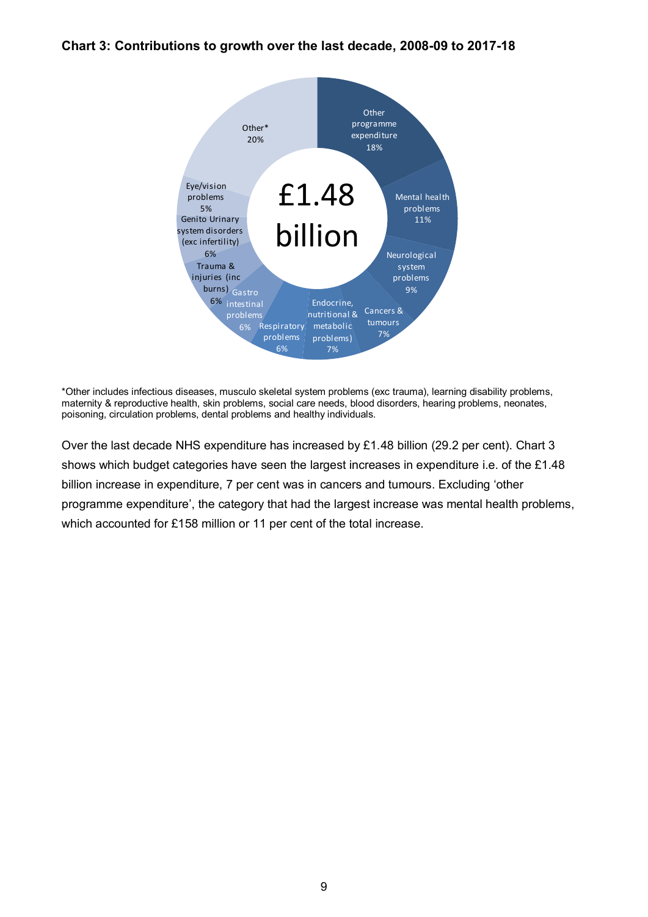**Chart 3: Contributions to growth over the last decade, 2008-09 to 2017-18**

£1.48 billion

| Category | Share |
|---|---|
| Other programme expenditure | 18% |
| Mental health problems | 11% |
| Neurological system problems | 9% |
| Cancers & tumours | 7% |
| Endocrine, nutritional & metabolic problems) | 7% |
| Respiratory problems | 6% |
| Gastro intestinal problems | 6% |
| Trauma & injuries (inc burns) | 6% |
| Genito Urinary system disorders (exc infertility) | 6% |
| Eye/vision problems | 5% |
| Other* | 20% |

*Other includes infectious diseases, musculo skeletal system problems (exc trauma), learning disability problems, maternity & reproductive health, skin problems, social care needs, blood disorders, hearing problems, neonates, poisoning, circulation problems, dental problems and healthy individuals.

Over the last decade NHS expenditure has increased by £1.48 billion (29.2 per cent). Chart 3 shows which budget categories have seen the largest increases in expenditure i.e. of the £1.48 billion increase in expenditure, 7 per cent was in cancers and tumours. Excluding 'other programme expenditure', the category that had the largest increase was mental health problems, which accounted for £158 million or 11 per cent of the total increase.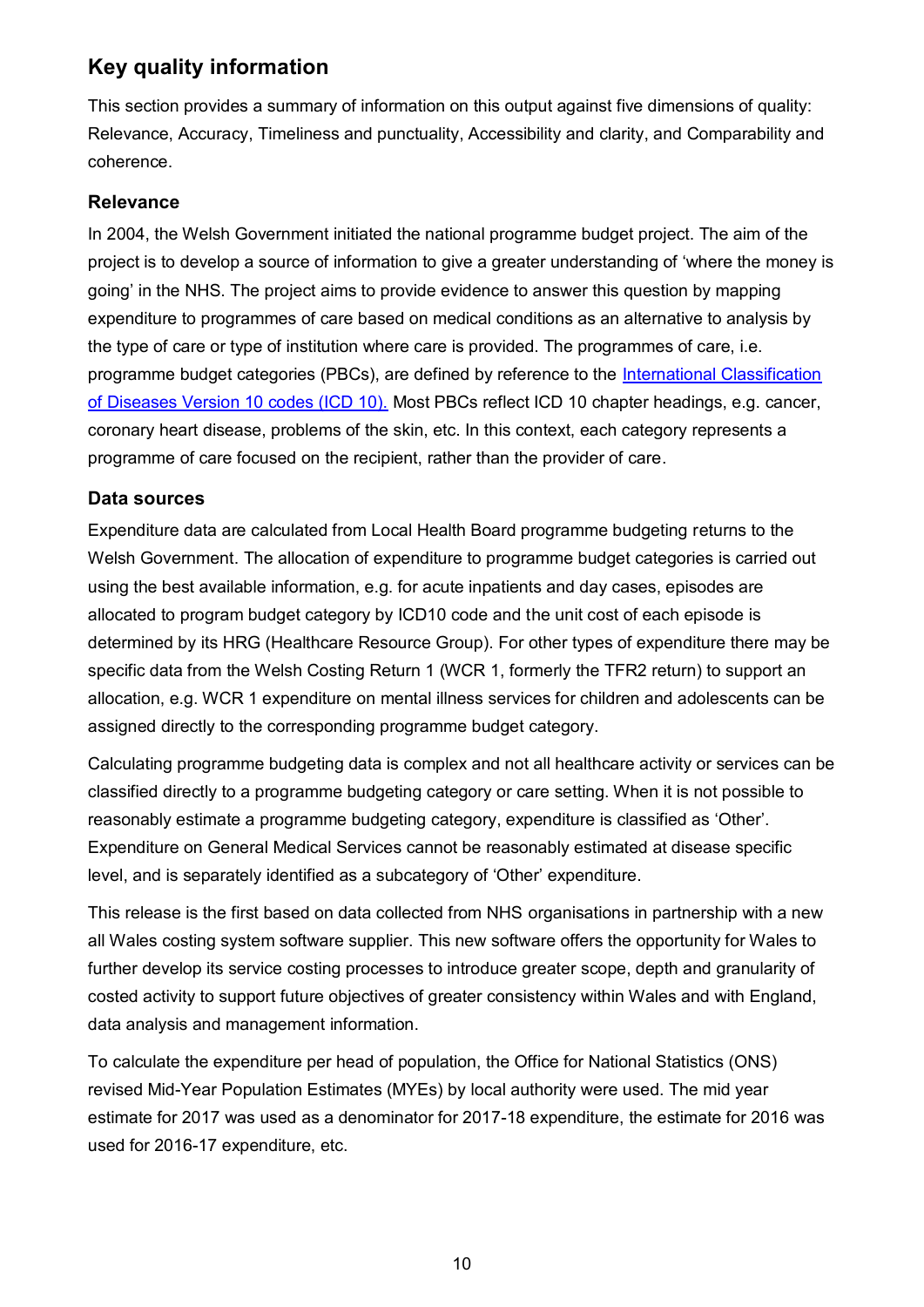## Key quality information

This section provides a summary of information on this output against five dimensions of quality: Relevance, Accuracy, Timeliness and punctuality, Accessibility and clarity, and Comparability and coherence.

### Relevance

In 2004, the Welsh Government initiated the national programme budget project. The aim of the project is to develop a source of information to give a greater understanding of 'where the money is going' in the NHS. The project aims to provide evidence to answer this question by mapping expenditure to programmes of care based on medical conditions as an alternative to analysis by the type of care or type of institution where care is provided. The programmes of care, i.e. programme budget categories (PBCs), are defined by reference to the International Classification of Diseases Version 10 codes (ICD 10). Most PBCs reflect ICD 10 chapter headings, e.g. cancer, coronary heart disease, problems of the skin, etc. In this context, each category represents a programme of care focused on the recipient, rather than the provider of care.

### Data sources

Expenditure data are calculated from Local Health Board programme budgeting returns to the Welsh Government. The allocation of expenditure to programme budget categories is carried out using the best available information, e.g. for acute inpatients and day cases, episodes are allocated to program budget category by ICD10 code and the unit cost of each episode is determined by its HRG (Healthcare Resource Group). For other types of expenditure there may be specific data from the Welsh Costing Return 1 (WCR 1, formerly the TFR2 return) to support an allocation, e.g. WCR 1 expenditure on mental illness services for children and adolescents can be assigned directly to the corresponding programme budget category.

Calculating programme budgeting data is complex and not all healthcare activity or services can be classified directly to a programme budgeting category or care setting. When it is not possible to reasonably estimate a programme budgeting category, expenditure is classified as 'Other'. Expenditure on General Medical Services cannot be reasonably estimated at disease specific level, and is separately identified as a subcategory of 'Other' expenditure.

This release is the first based on data collected from NHS organisations in partnership with a new all Wales costing system software supplier. This new software offers the opportunity for Wales to further develop its service costing processes to introduce greater scope, depth and granularity of costed activity to support future objectives of greater consistency within Wales and with England, data analysis and management information.

To calculate the expenditure per head of population, the Office for National Statistics (ONS) revised Mid-Year Population Estimates (MYEs) by local authority were used. The mid year estimate for 2017 was used as a denominator for 2017-18 expenditure, the estimate for 2016 was used for 2016-17 expenditure, etc.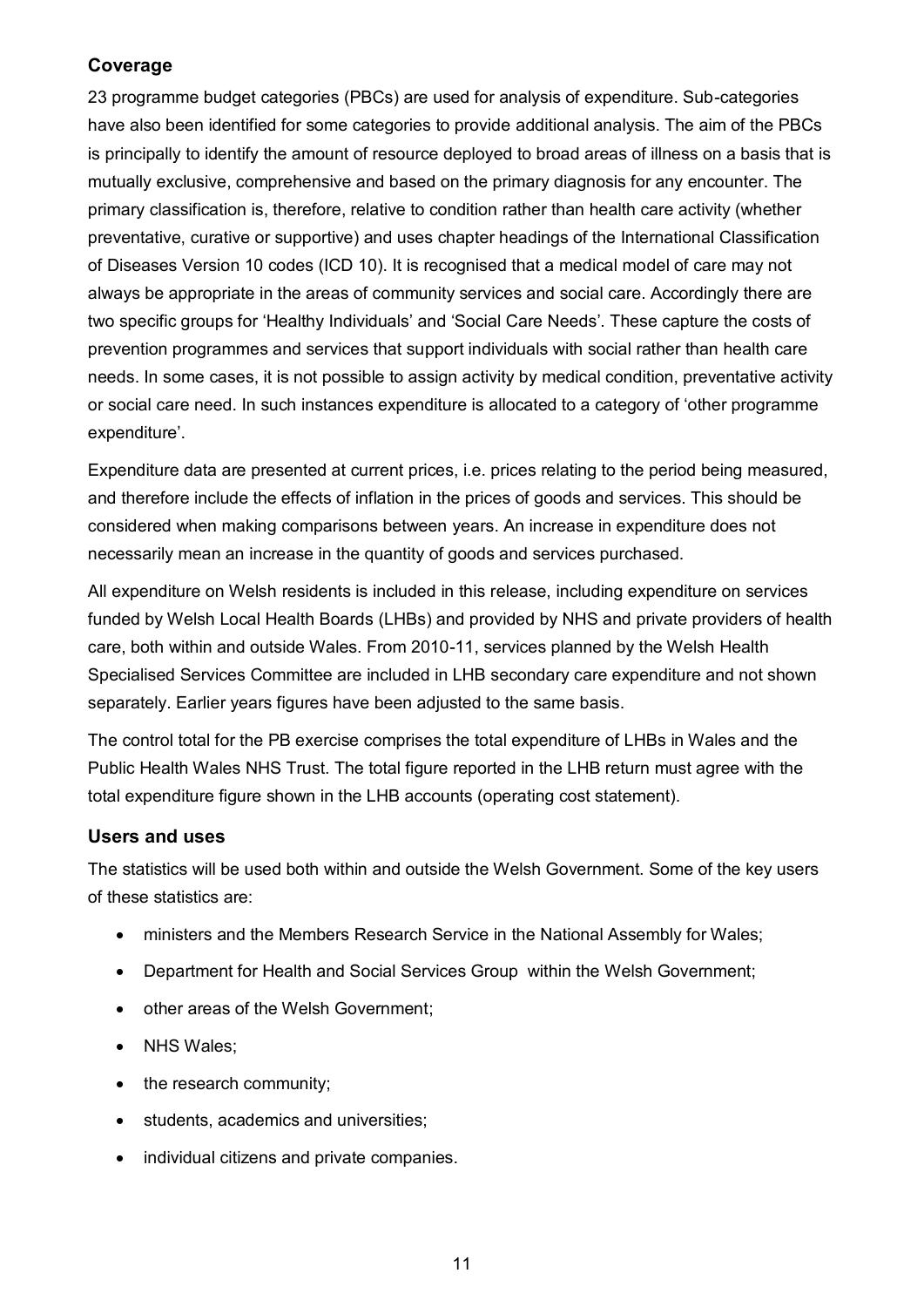### Coverage

23 programme budget categories (PBCs) are used for analysis of expenditure. Sub-categories have also been identified for some categories to provide additional analysis. The aim of the PBCs is principally to identify the amount of resource deployed to broad areas of illness on a basis that is mutually exclusive, comprehensive and based on the primary diagnosis for any encounter. The primary classification is, therefore, relative to condition rather than health care activity (whether preventative, curative or supportive) and uses chapter headings of the International Classification of Diseases Version 10 codes (ICD 10). It is recognised that a medical model of care may not always be appropriate in the areas of community services and social care. Accordingly there are two specific groups for 'Healthy Individuals' and 'Social Care Needs'. These capture the costs of prevention programmes and services that support individuals with social rather than health care needs. In some cases, it is not possible to assign activity by medical condition, preventative activity or social care need. In such instances expenditure is allocated to a category of 'other programme expenditure'.

Expenditure data are presented at current prices, i.e. prices relating to the period being measured, and therefore include the effects of inflation in the prices of goods and services. This should be considered when making comparisons between years. An increase in expenditure does not necessarily mean an increase in the quantity of goods and services purchased.

All expenditure on Welsh residents is included in this release, including expenditure on services funded by Welsh Local Health Boards (LHBs) and provided by NHS and private providers of health care, both within and outside Wales. From 2010-11, services planned by the Welsh Health Specialised Services Committee are included in LHB secondary care expenditure and not shown separately. Earlier years figures have been adjusted to the same basis.

The control total for the PB exercise comprises the total expenditure of LHBs in Wales and the Public Health Wales NHS Trust. The total figure reported in the LHB return must agree with the total expenditure figure shown in the LHB accounts (operating cost statement).

### Users and uses

The statistics will be used both within and outside the Welsh Government. Some of the key users of these statistics are:

- ministers and the Members Research Service in the National Assembly for Wales;
- Department for Health and Social Services Group within the Welsh Government;
- other areas of the Welsh Government;
- NHS Wales;
- the research community;
- students, academics and universities;
- individual citizens and private companies.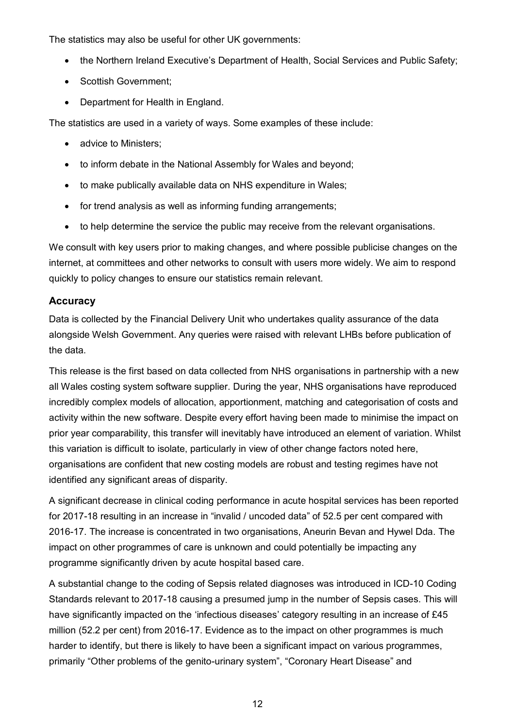The statistics may also be useful for other UK governments:

- the Northern Ireland Executive's Department of Health, Social Services and Public Safety;
- Scottish Government;
- Department for Health in England.

The statistics are used in a variety of ways. Some examples of these include:

- advice to Ministers;
- to inform debate in the National Assembly for Wales and beyond;
- to make publically available data on NHS expenditure in Wales;
- for trend analysis as well as informing funding arrangements;
- to help determine the service the public may receive from the relevant organisations.

We consult with key users prior to making changes, and where possible publicise changes on the internet, at committees and other networks to consult with users more widely. We aim to respond quickly to policy changes to ensure our statistics remain relevant.

### Accuracy

Data is collected by the Financial Delivery Unit who undertakes quality assurance of the data alongside Welsh Government. Any queries were raised with relevant LHBs before publication of the data.

This release is the first based on data collected from NHS organisations in partnership with a new all Wales costing system software supplier. During the year, NHS organisations have reproduced incredibly complex models of allocation, apportionment, matching and categorisation of costs and activity within the new software. Despite every effort having been made to minimise the impact on prior year comparability, this transfer will inevitably have introduced an element of variation. Whilst this variation is difficult to isolate, particularly in view of other change factors noted here, organisations are confident that new costing models are robust and testing regimes have not identified any significant areas of disparity.

A significant decrease in clinical coding performance in acute hospital services has been reported for 2017-18 resulting in an increase in "invalid / uncoded data" of 52.5 per cent compared with 2016-17. The increase is concentrated in two organisations, Aneurin Bevan and Hywel Dda. The impact on other programmes of care is unknown and could potentially be impacting any programme significantly driven by acute hospital based care.

A substantial change to the coding of Sepsis related diagnoses was introduced in ICD-10 Coding Standards relevant to 2017-18 causing a presumed jump in the number of Sepsis cases. This will have significantly impacted on the 'infectious diseases' category resulting in an increase of £45 million (52.2 per cent) from 2016-17. Evidence as to the impact on other programmes is much harder to identify, but there is likely to have been a significant impact on various programmes, primarily "Other problems of the genito-urinary system", "Coronary Heart Disease" and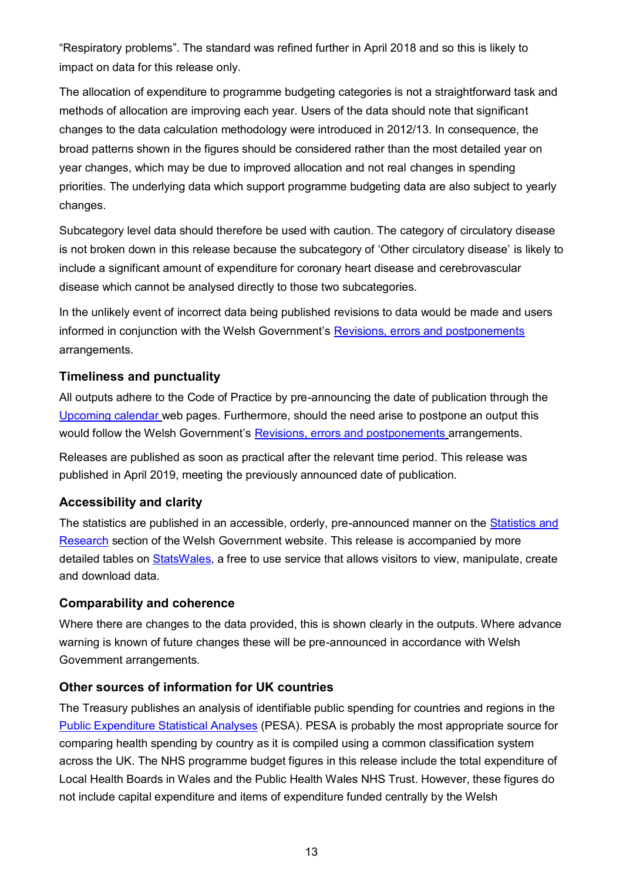"Respiratory problems". The standard was refined further in April 2018 and so this is likely to impact on data for this release only.

The allocation of expenditure to programme budgeting categories is not a straightforward task and methods of allocation are improving each year. Users of the data should note that significant changes to the data calculation methodology were introduced in 2012/13. In consequence, the broad patterns shown in the figures should be considered rather than the most detailed year on year changes, which may be due to improved allocation and not real changes in spending priorities. The underlying data which support programme budgeting data are also subject to yearly changes.

Subcategory level data should therefore be used with caution. The category of circulatory disease is not broken down in this release because the subcategory of 'Other circulatory disease' is likely to include a significant amount of expenditure for coronary heart disease and cerebrovascular disease which cannot be analysed directly to those two subcategories.

In the unlikely event of incorrect data being published revisions to data would be made and users informed in conjunction with the Welsh Government's Revisions, errors and postponements arrangements.

### Timeliness and punctuality

All outputs adhere to the Code of Practice by pre-announcing the date of publication through the Upcoming calendar web pages. Furthermore, should the need arise to postpone an output this would follow the Welsh Government's Revisions, errors and postponements arrangements.

Releases are published as soon as practical after the relevant time period. This release was published in April 2019, meeting the previously announced date of publication.

### Accessibility and clarity

The statistics are published in an accessible, orderly, pre-announced manner on the Statistics and Research section of the Welsh Government website. This release is accompanied by more detailed tables on StatsWales, a free to use service that allows visitors to view, manipulate, create and download data.

### Comparability and coherence

Where there are changes to the data provided, this is shown clearly in the outputs. Where advance warning is known of future changes these will be pre-announced in accordance with Welsh Government arrangements.

### Other sources of information for UK countries

The Treasury publishes an analysis of identifiable public spending for countries and regions in the Public Expenditure Statistical Analyses (PESA). PESA is probably the most appropriate source for comparing health spending by country as it is compiled using a common classification system across the UK. The NHS programme budget figures in this release include the total expenditure of Local Health Boards in Wales and the Public Health Wales NHS Trust. However, these figures do not include capital expenditure and items of expenditure funded centrally by the Welsh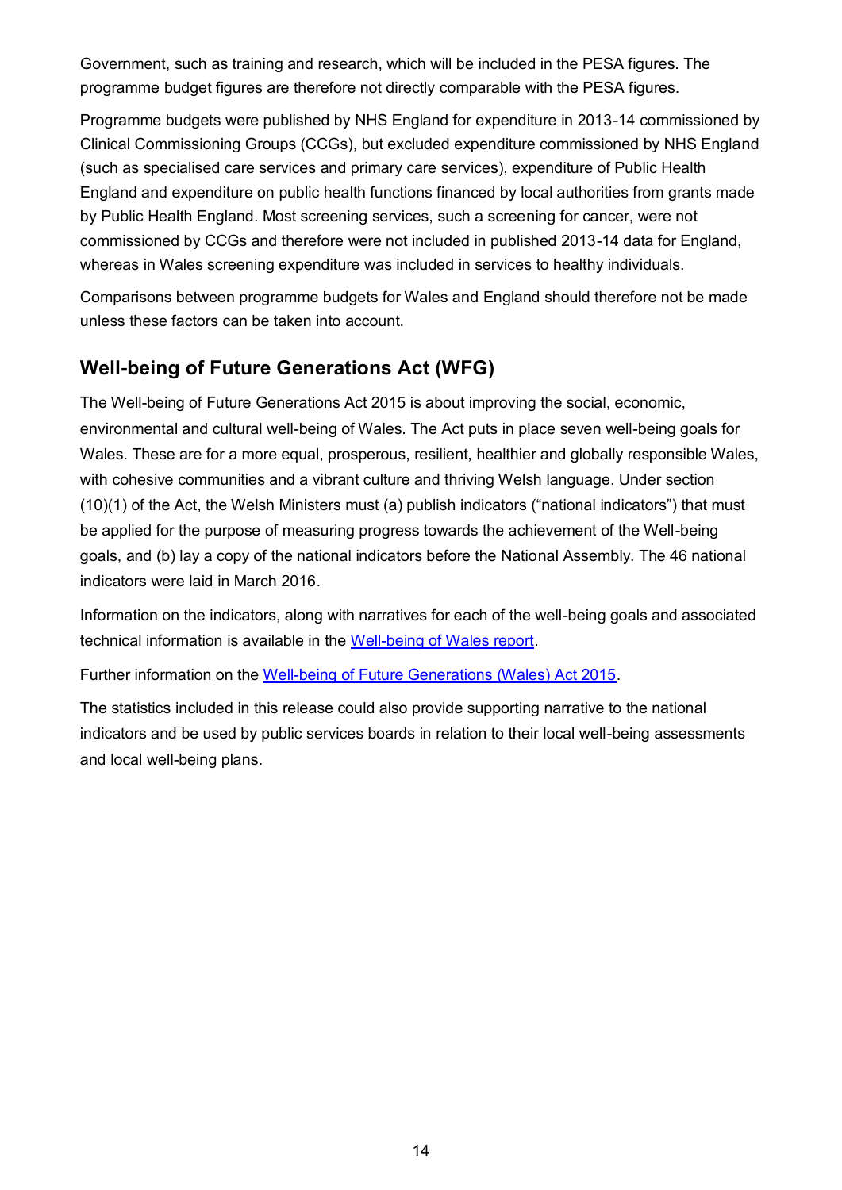Government, such as training and research, which will be included in the PESA figures. The programme budget figures are therefore not directly comparable with the PESA figures.

Programme budgets were published by NHS England for expenditure in 2013-14 commissioned by Clinical Commissioning Groups (CCGs), but excluded expenditure commissioned by NHS England (such as specialised care services and primary care services), expenditure of Public Health England and expenditure on public health functions financed by local authorities from grants made by Public Health England. Most screening services, such a screening for cancer, were not commissioned by CCGs and therefore were not included in published 2013-14 data for England, whereas in Wales screening expenditure was included in services to healthy individuals.

Comparisons between programme budgets for Wales and England should therefore not be made unless these factors can be taken into account.

## Well-being of Future Generations Act (WFG)

The Well-being of Future Generations Act 2015 is about improving the social, economic, environmental and cultural well-being of Wales. The Act puts in place seven well-being goals for Wales. These are for a more equal, prosperous, resilient, healthier and globally responsible Wales, with cohesive communities and a vibrant culture and thriving Welsh language. Under section (10)(1) of the Act, the Welsh Ministers must (a) publish indicators ("national indicators") that must be applied for the purpose of measuring progress towards the achievement of the Well-being goals, and (b) lay a copy of the national indicators before the National Assembly. The 46 national indicators were laid in March 2016.

Information on the indicators, along with narratives for each of the well-being goals and associated technical information is available in the Well-being of Wales report.

Further information on the Well-being of Future Generations (Wales) Act 2015.

The statistics included in this release could also provide supporting narrative to the national indicators and be used by public services boards in relation to their local well-being assessments and local well-being plans.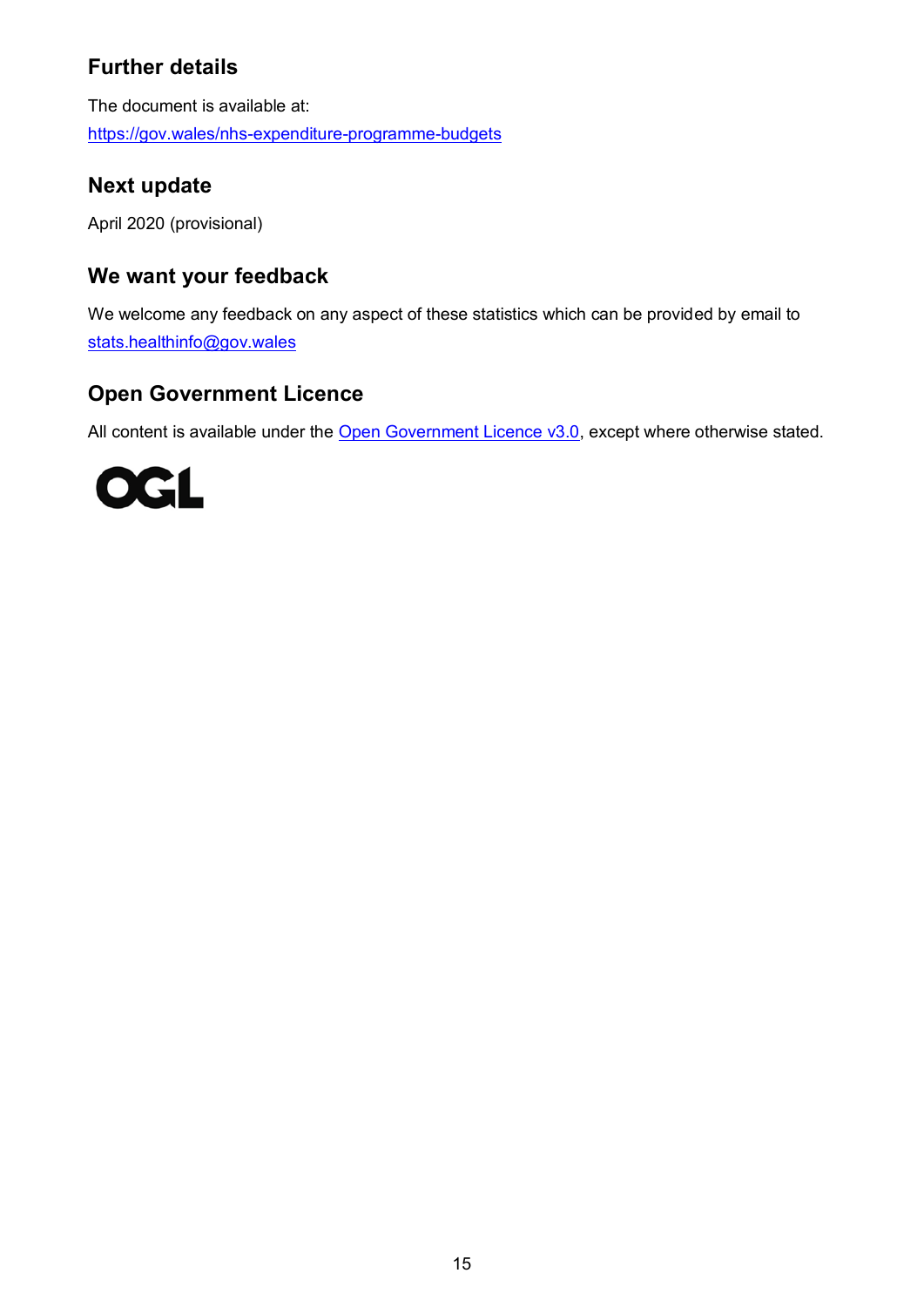## Further details

The document is available at:
https://gov.wales/nhs-expenditure-programme-budgets

## Next update

April 2020 (provisional)

## We want your feedback

We welcome any feedback on any aspect of these statistics which can be provided by email to stats.healthinfo@gov.wales

## Open Government Licence

All content is available under the Open Government Licence v3.0, except where otherwise stated.

OGL